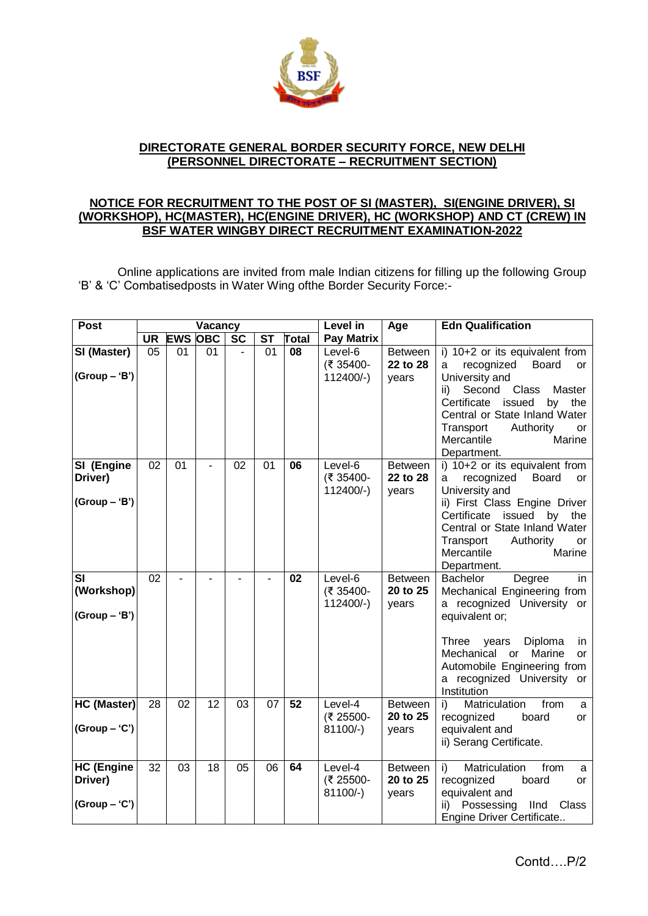**DIRECTORATE GENERAL BORDER SECURITY FORCE, NEW DELHI**
**(PERSONNEL DIRECTORATE – RECRUITMENT SECTION)**

**NOTICE FOR RECRUITMENT TO THE POST OF SI (MASTER), SI(ENGINE DRIVER), SI (WORKSHOP), HC(MASTER), HC(ENGINE DRIVER), HC (WORKSHOP) AND CT (CREW) IN BSF WATER WINGBY DIRECT RECRUITMENT EXAMINATION-2022**

Online applications are invited from male Indian citizens for filling up the following Group 'B' & 'C' Combatisedposts in Water Wing ofthe Border Security Force:-

| Post | Vacancy | | | | | | Level in Pay Matrix | Age | Edn Qualification |
|---|---|---|---|---|---|---|---|---|---|
| | UR | EWS | OBC | SC | ST | Total | | | |
| **SI (Master)** **(Group – 'B')** | 05 | 01 | 01 | - | 01 | **08** | Level-6 (₹ 35400-112400/-) | Between **22 to 28** years | i) 10+2 or its equivalent from a recognized Board or University and ii) Second Class Master Certificate issued by the Central or State Inland Water Transport Authority or Mercantile Marine Department. |
| **SI (Engine Driver)** **(Group – 'B')** | 02 | 01 | - | 02 | 01 | **06** | Level-6 (₹ 35400-112400/-) | Between **22 to 28** years | i) 10+2 or its equivalent from a recognized Board or University and ii) First Class Engine Driver Certificate issued by the Central or State Inland Water Transport Authority or Mercantile Marine Department. |
| **SI (Workshop)** **(Group – 'B')** | 02 | - | - | - | - | **02** | Level-6 (₹ 35400-112400/-) | Between **20 to 25** years | Bachelor Degree in Mechanical Engineering from a recognized University or equivalent or; Three years Diploma in Mechanical or Marine or Automobile Engineering from a recognized University or Institution |
| **HC (Master)** **(Group – 'C')** | 28 | 02 | 12 | 03 | 07 | **52** | Level-4 (₹ 25500-81100/-) | Between **20 to 25** years | i) Matriculation from a recognized board or equivalent and ii) Serang Certificate. |
| **HC (Engine Driver)** **(Group – 'C')** | 32 | 03 | 18 | 05 | 06 | **64** | Level-4 (₹ 25500-81100/-) | Between **20 to 25** years | i) Matriculation from a recognized board or equivalent and ii) Possessing IInd Class Engine Driver Certificate.. |

Contd….P/2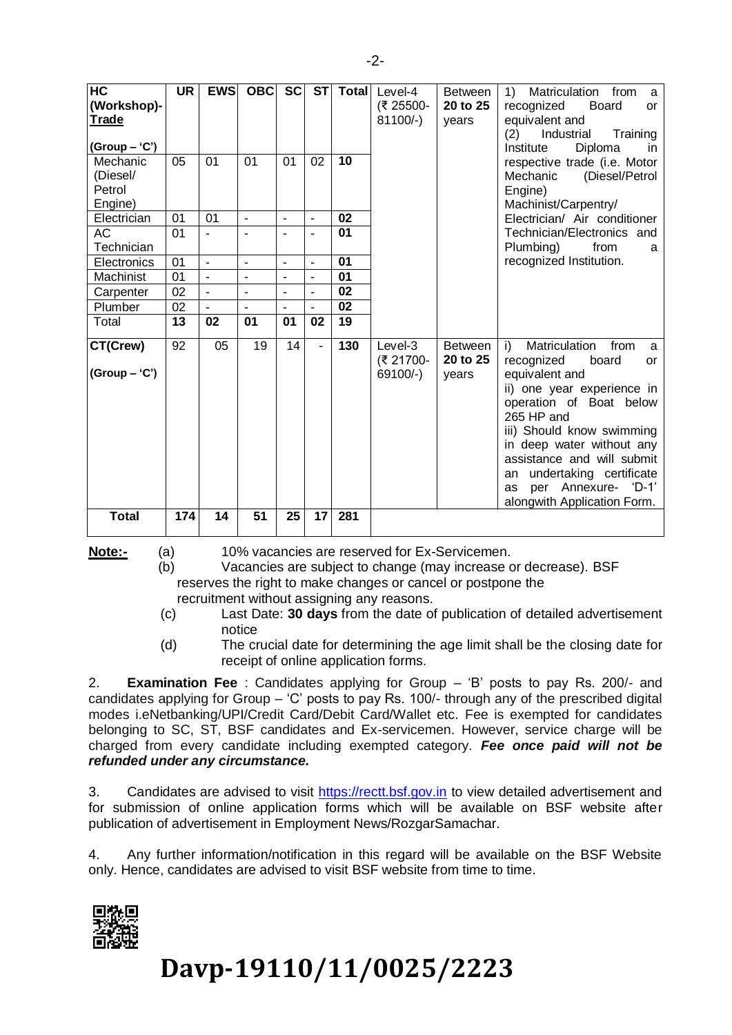| | UR | EWS | OBC | SC | ST | Total | | | |
|---|---|---|---|---|---|---|---|---|---|
| **HC (Workshop)-Trade** **(Group – 'C')** | | | | | | | Level-4 (₹ 25500-81100/-) | Between **20 to 25** years | 1) Matriculation from a recognized Board or equivalent and (2) Industrial Training Institute Diploma in respective trade (i.e. Motor Mechanic (Diesel/Petrol Engine) Machinist/Carpentry/ Electrician/ Air conditioner Technician/Electronics and Plumbing) from a recognized Institution. |
| Mechanic (Diesel/ Petrol Engine) | 05 | 01 | 01 | 01 | 02 | **10** | | | |
| Electrician | 01 | 01 | - | - | - | **02** | | | |
| AC Technician | 01 | - | - | - | - | **01** | | | |
| Electronics | 01 | - | - | - | - | **01** | | | |
| Machinist | 01 | - | - | - | - | **01** | | | |
| Carpenter | 02 | - | - | - | - | **02** | | | |
| Plumber | 02 | - | - | - | - | **02** | | | |
| Total | **13** | **02** | **01** | **01** | **02** | **19** | | | |
| **CT(Crew)** **(Group – 'C')** | 92 | 05 | 19 | 14 | - | **130** | Level-3 (₹ 21700-69100/-) | Between **20 to 25** years | i) Matriculation from a recognized board or equivalent and ii) one year experience in operation of Boat below 265 HP and iii) Should know swimming in deep water without any assistance and will submit an undertaking certificate as per Annexure- 'D-1' alongwith Application Form. |
| **Total** | **174** | **14** | **51** | **25** | **17** | **281** | | | |

**Note:-**

(a) 10% vacancies are reserved for Ex-Servicemen.

(b) Vacancies are subject to change (may increase or decrease). BSF reserves the right to make changes or cancel or postpone the recruitment without assigning any reasons.

(c) Last Date: **30 days** from the date of publication of detailed advertisement notice

(d) The crucial date for determining the age limit shall be the closing date for receipt of online application forms.

2. **Examination Fee** : Candidates applying for Group – 'B' posts to pay Rs. 200/- and candidates applying for Group – 'C' posts to pay Rs. 100/- through any of the prescribed digital modes i.eNetbanking/UPI/Credit Card/Debit Card/Wallet etc. Fee is exempted for candidates belonging to SC, ST, BSF candidates and Ex-servicemen. However, service charge will be charged from every candidate including exempted category. ***Fee once paid will not be refunded under any circumstance.***

3. Candidates are advised to visit https://rectt.bsf.gov.in to view detailed advertisement and for submission of online application forms which will be available on BSF website after publication of advertisement in Employment News/RozgarSamachar.

4. Any further information/notification in this regard will be available on the BSF Website only. Hence, candidates are advised to visit BSF website from time to time.

**Davp-19110/11/0025/2223**